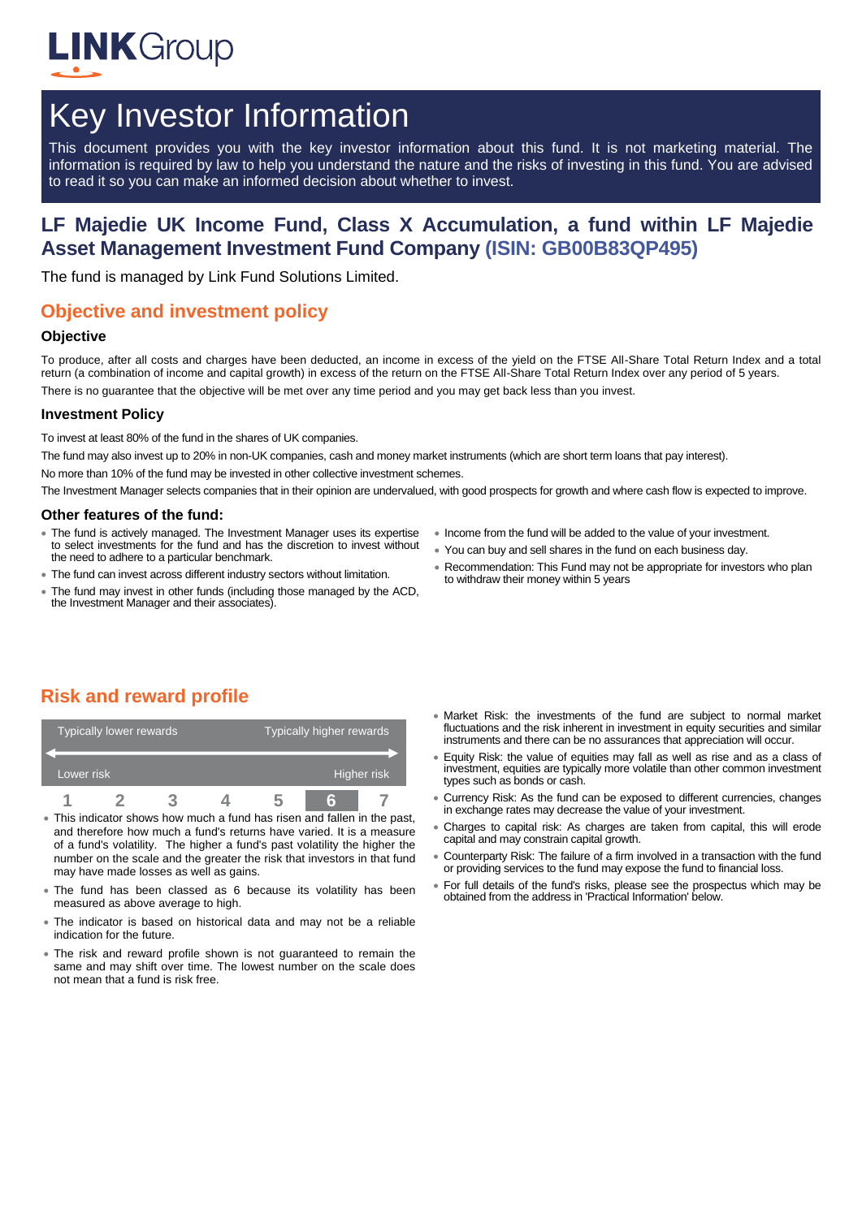LINKGroup

# Key Investor Information

This document provides you with the key investor information about this fund. It is not marketing material. The information is required by law to help you understand the nature and the risks of investing in this fund. You are advised to read it so you can make an informed decision about whether to invest.

## LF Majedie UK Income Fund, Class X Accumulation, a fund within LF Majedie Asset Management Investment Fund Company (ISIN: GB00B83QP495)

The fund is managed by Link Fund Solutions Limited.

## Objective and investment policy

### Objective

To produce, after all costs and charges have been deducted, an income in excess of the yield on the FTSE All-Share Total Return Index and a total return (a combination of income and capital growth) in excess of the return on the FTSE All-Share Total Return Index over any period of 5 years.

There is no guarantee that the objective will be met over any time period and you may get back less than you invest.

### Investment Policy

To invest at least 80% of the fund in the shares of UK companies.

The fund may also invest up to 20% in non-UK companies, cash and money market instruments (which are short term loans that pay interest).

No more than 10% of the fund may be invested in other collective investment schemes.

The Investment Manager selects companies that in their opinion are undervalued, with good prospects for growth and where cash flow is expected to improve.

### Other features of the fund:

- The fund is actively managed. The Investment Manager uses its expertise to select investments for the fund and has the discretion to invest without the need to adhere to a particular benchmark.
- The fund can invest across different industry sectors without limitation.
- The fund may invest in other funds (including those managed by the ACD, the Investment Manager and their associates).
- Income from the fund will be added to the value of your investment.
- You can buy and sell shares in the fund on each business day.
- Recommendation: This Fund may not be appropriate for investors who plan to withdraw their money within 5 years

## Risk and reward profile

| Typically lower rewards | | | | | | Typically higher rewards |
|---|---|---|---|---|---|---|
| Lower risk | | | | | | Higher risk |
| 1 | 2 | 3 | 4 | 5 | **6** | 7 |

- This indicator shows how much a fund has risen and fallen in the past, and therefore how much a fund's returns have varied. It is a measure of a fund's volatility. The higher a fund's past volatility the higher the number on the scale and the greater the risk that investors in that fund may have made losses as well as gains.
- The fund has been classed as 6 because its volatility has been measured as above average to high.
- The indicator is based on historical data and may not be a reliable indication for the future.
- The risk and reward profile shown is not guaranteed to remain the same and may shift over time. The lowest number on the scale does not mean that a fund is risk free.
- Market Risk: the investments of the fund are subject to normal market fluctuations and the risk inherent in investment in equity securities and similar instruments and there can be no assurances that appreciation will occur.
- Equity Risk: the value of equities may fall as well as rise and as a class of investment, equities are typically more volatile than other common investment types such as bonds or cash.
- Currency Risk: As the fund can be exposed to different currencies, changes in exchange rates may decrease the value of your investment.
- Charges to capital risk: As charges are taken from capital, this will erode capital and may constrain capital growth.
- Counterparty Risk: The failure of a firm involved in a transaction with the fund or providing services to the fund may expose the fund to financial loss.
- For full details of the fund's risks, please see the prospectus which may be obtained from the address in 'Practical Information' below.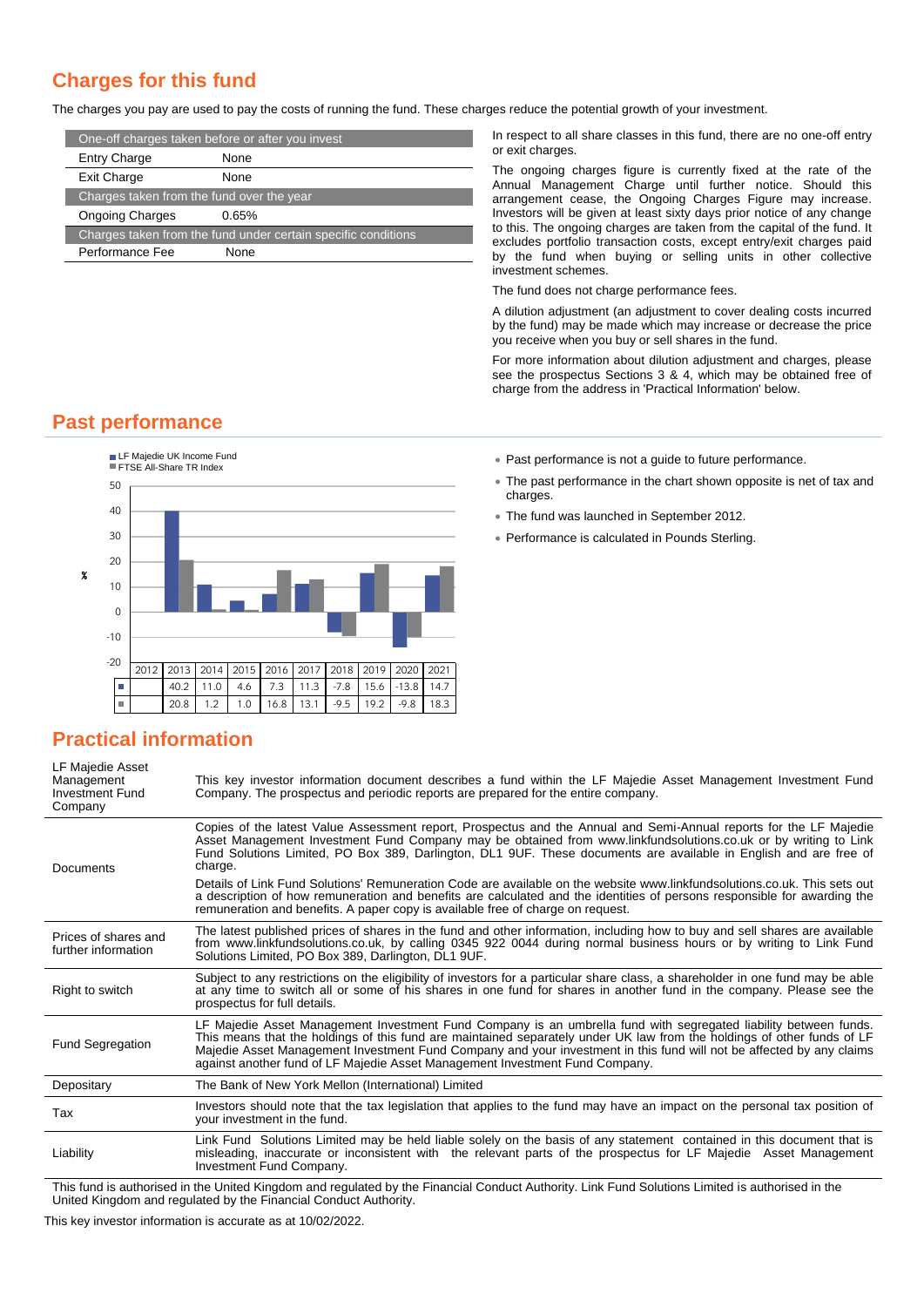## Charges for this fund

The charges you pay are used to pay the costs of running the fund. These charges reduce the potential growth of your investment.

| | |
|---|---|
| **One-off charges taken before or after you invest** | |
| Entry Charge | None |
| Exit Charge | None |
| **Charges taken from the fund over the year** | |
| Ongoing Charges | 0.65% |
| **Charges taken from the fund under certain specific conditions** | |
| Performance Fee | None |

In respect to all share classes in this fund, there are no one-off entry or exit charges.

The ongoing charges figure is currently fixed at the rate of the Annual Management Charge until further notice. Should this arrangement cease, the Ongoing Charges Figure may increase. Investors will be given at least sixty days prior notice of any change to this. The ongoing charges are taken from the capital of the fund. It excludes portfolio transaction costs, except entry/exit charges paid by the fund when buying or selling units in other collective investment schemes.

The fund does not charge performance fees.

A dilution adjustment (an adjustment to cover dealing costs incurred by the fund) may be made which may increase or decrease the price you receive when you buy or sell shares in the fund.

For more information about dilution adjustment and charges, please see the prospectus Sections 3 & 4, which may be obtained free of charge from the address in 'Practical Information' below.

## Past performance

LF Majedie UK Income Fund
FTSE All-Share TR Index

%

50
40
30
20
10
0
-10
-20

2012 2013 2014 2015 2016 2017 2018 2019 2020 2021

LF Majedie UK Income Fund: 40.2 11.0 4.6 7.3 11.3 -7.8 15.6 -13.8 14.7
FTSE All-Share TR Index: 20.8 1.2 1.0 16.8 13.1 -9.5 19.2 -9.8 18.3

- Past performance is not a guide to future performance.
- The past performance in the chart shown opposite is net of tax and charges.
- The fund was launched in September 2012.
- Performance is calculated in Pounds Sterling.

## Practical information

| | |
|---|---|
| LF Majedie Asset Management Investment Fund Company | This key investor information document describes a fund within the LF Majedie Asset Management Investment Fund Company. The prospectus and periodic reports are prepared for the entire company. |
| Documents | Copies of the latest Value Assessment report, Prospectus and the Annual and Semi-Annual reports for the LF Majedie Asset Management Investment Fund Company may be obtained from www.linkfundsolutions.co.uk or by writing to Link Fund Solutions Limited, PO Box 389, Darlington, DL1 9UF. These documents are available in English and are free of charge.<br><br>Details of Link Fund Solutions' Remuneration Code are available on the website www.linkfundsolutions.co.uk. This sets out a description of how remuneration and benefits are calculated and the identities of persons responsible for awarding the remuneration and benefits. A paper copy is available free of charge on request. |
| Prices of shares and further information | The latest published prices of shares in the fund and other information, including how to buy and sell shares are available from www.linkfundsolutions.co.uk, by calling 0345 922 0044 during normal business hours or by writing to Link Fund Solutions Limited, PO Box 389, Darlington, DL1 9UF. |
| Right to switch | Subject to any restrictions on the eligibility of investors for a particular share class, a shareholder in one fund may be able at any time to switch all or some of his shares in one fund for shares in another fund in the company. Please see the prospectus for full details. |
| Fund Segregation | LF Majedie Asset Management Investment Fund Company is an umbrella fund with segregated liability between funds. This means that the holdings of this fund are maintained separately under UK law from the holdings of other funds of LF Majedie Asset Management Investment Fund Company and your investment in this fund will not be affected by any claims against another fund of LF Majedie Asset Management Investment Fund Company. |
| Depositary | The Bank of New York Mellon (International) Limited |
| Tax | Investors should note that the tax legislation that applies to the fund may have an impact on the personal tax position of your investment in the fund. |
| Liability | Link Fund Solutions Limited may be held liable solely on the basis of any statement contained in this document that is misleading, inaccurate or inconsistent with the relevant parts of the prospectus for LF Majedie Asset Management Investment Fund Company. |

This fund is authorised in the United Kingdom and regulated by the Financial Conduct Authority. Link Fund Solutions Limited is authorised in the United Kingdom and regulated by the Financial Conduct Authority.

This key investor information is accurate as at 10/02/2022.